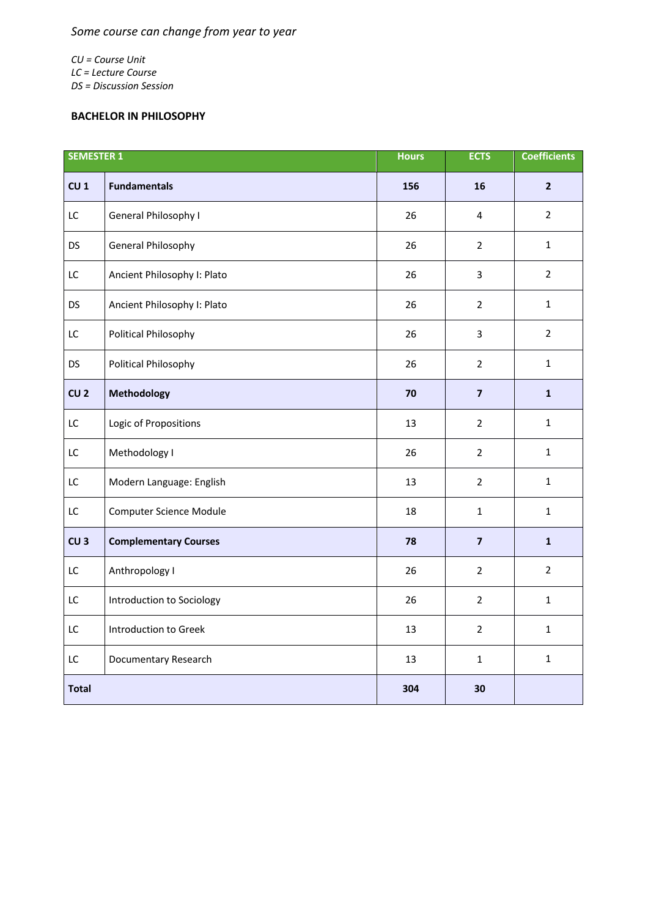*Some course can change from year to year*

*CU = Course Unit*
*LC = Lecture Course*
*DS = Discussion Session*

**BACHELOR IN PHILOSOPHY**

| SEMESTER 1 | | Hours | ECTS | Coefficients |
|---|---|---|---|---|
| **CU 1** | **Fundamentals** | **156** | **16** | **2** |
| LC | General Philosophy I | 26 | 4 | 2 |
| DS | General Philosophy | 26 | 2 | 1 |
| LC | Ancient Philosophy I: Plato | 26 | 3 | 2 |
| DS | Ancient Philosophy I: Plato | 26 | 2 | 1 |
| LC | Political Philosophy | 26 | 3 | 2 |
| DS | Political Philosophy | 26 | 2 | 1 |
| **CU 2** | **Methodology** | **70** | **7** | **1** |
| LC | Logic of Propositions | 13 | 2 | 1 |
| LC | Methodology I | 26 | 2 | 1 |
| LC | Modern Language: English | 13 | 2 | 1 |
| LC | Computer Science Module | 18 | 1 | 1 |
| **CU 3** | **Complementary Courses** | **78** | **7** | **1** |
| LC | Anthropology I | 26 | 2 | 2 |
| LC | Introduction to Sociology | 26 | 2 | 1 |
| LC | Introduction to Greek | 13 | 2 | 1 |
| LC | Documentary Research | 13 | 1 | 1 |
| **Total** | | **304** | **30** | |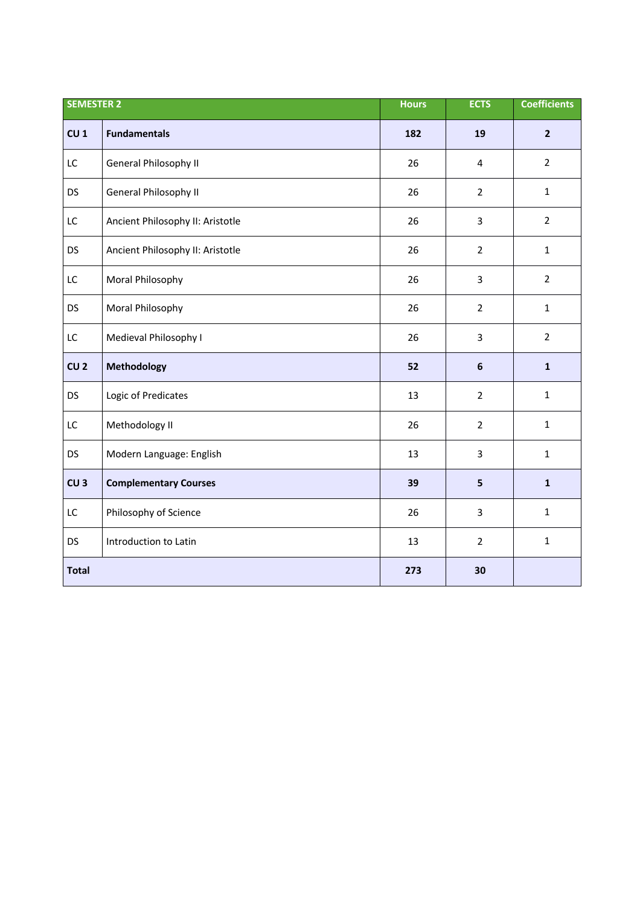| SEMESTER 2 | | Hours | ECTS | Coefficients |
|---|---|---|---|---|
| **CU 1** | **Fundamentals** | **182** | **19** | **2** |
| LC | General Philosophy II | 26 | 4 | 2 |
| DS | General Philosophy II | 26 | 2 | 1 |
| LC | Ancient Philosophy II: Aristotle | 26 | 3 | 2 |
| DS | Ancient Philosophy II: Aristotle | 26 | 2 | 1 |
| LC | Moral Philosophy | 26 | 3 | 2 |
| DS | Moral Philosophy | 26 | 2 | 1 |
| LC | Medieval Philosophy I | 26 | 3 | 2 |
| **CU 2** | **Methodology** | **52** | **6** | **1** |
| DS | Logic of Predicates | 13 | 2 | 1 |
| LC | Methodology II | 26 | 2 | 1 |
| DS | Modern Language: English | 13 | 3 | 1 |
| **CU 3** | **Complementary Courses** | **39** | **5** | **1** |
| LC | Philosophy of Science | 26 | 3 | 1 |
| DS | Introduction to Latin | 13 | 2 | 1 |
| **Total** | | **273** | **30** | |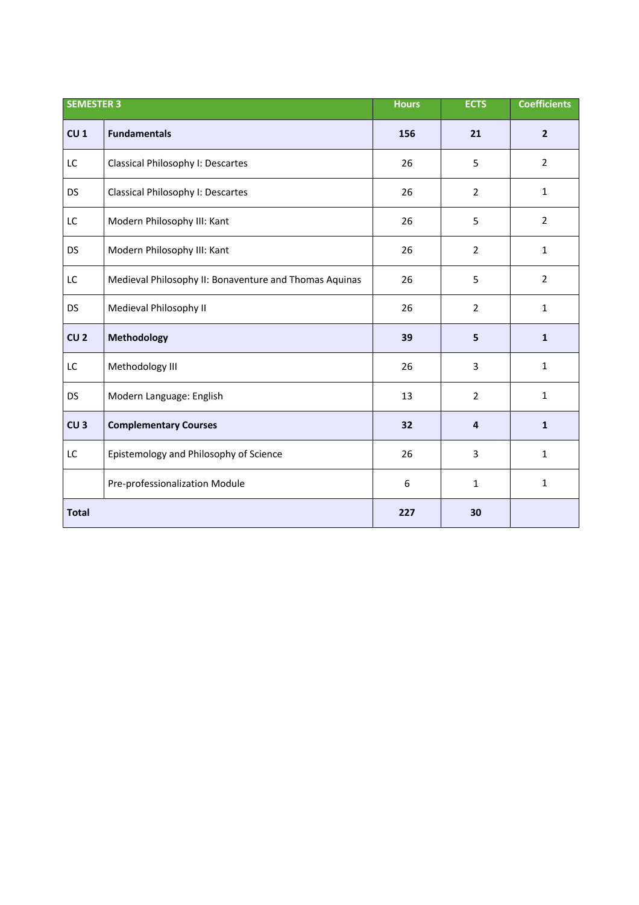| SEMESTER 3 | | Hours | ECTS | Coefficients |
|---|---|---|---|---|
| **CU 1** | **Fundamentals** | **156** | **21** | **2** |
| LC | Classical Philosophy I: Descartes | 26 | 5 | 2 |
| DS | Classical Philosophy I: Descartes | 26 | 2 | 1 |
| LC | Modern Philosophy III: Kant | 26 | 5 | 2 |
| DS | Modern Philosophy III: Kant | 26 | 2 | 1 |
| LC | Medieval Philosophy II: Bonaventure and Thomas Aquinas | 26 | 5 | 2 |
| DS | Medieval Philosophy II | 26 | 2 | 1 |
| **CU 2** | **Methodology** | **39** | **5** | **1** |
| LC | Methodology III | 26 | 3 | 1 |
| DS | Modern Language: English | 13 | 2 | 1 |
| **CU 3** | **Complementary Courses** | **32** | **4** | **1** |
| LC | Epistemology and Philosophy of Science | 26 | 3 | 1 |
| | Pre-professionalization Module | 6 | 1 | 1 |
| **Total** | | **227** | **30** | |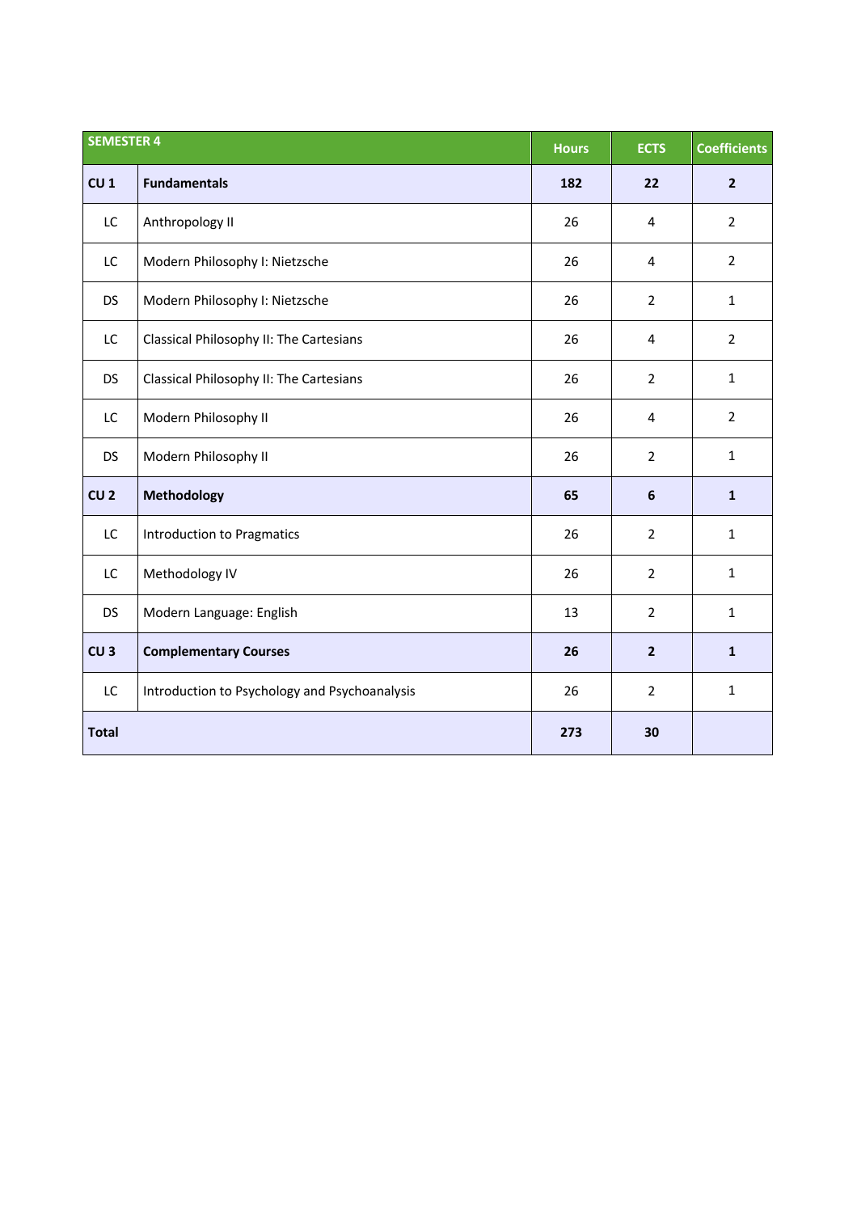| SEMESTER 4 | | Hours | ECTS | Coefficients |
|---|---|---|---|---|
| **CU 1** | **Fundamentals** | **182** | **22** | **2** |
| LC | Anthropology II | 26 | 4 | 2 |
| LC | Modern Philosophy I: Nietzsche | 26 | 4 | 2 |
| DS | Modern Philosophy I: Nietzsche | 26 | 2 | 1 |
| LC | Classical Philosophy II: The Cartesians | 26 | 4 | 2 |
| DS | Classical Philosophy II: The Cartesians | 26 | 2 | 1 |
| LC | Modern Philosophy II | 26 | 4 | 2 |
| DS | Modern Philosophy II | 26 | 2 | 1 |
| **CU 2** | **Methodology** | **65** | **6** | **1** |
| LC | Introduction to Pragmatics | 26 | 2 | 1 |
| LC | Methodology IV | 26 | 2 | 1 |
| DS | Modern Language: English | 13 | 2 | 1 |
| **CU 3** | **Complementary Courses** | **26** | **2** | **1** |
| LC | Introduction to Psychology and Psychoanalysis | 26 | 2 | 1 |
| **Total** | | **273** | **30** | |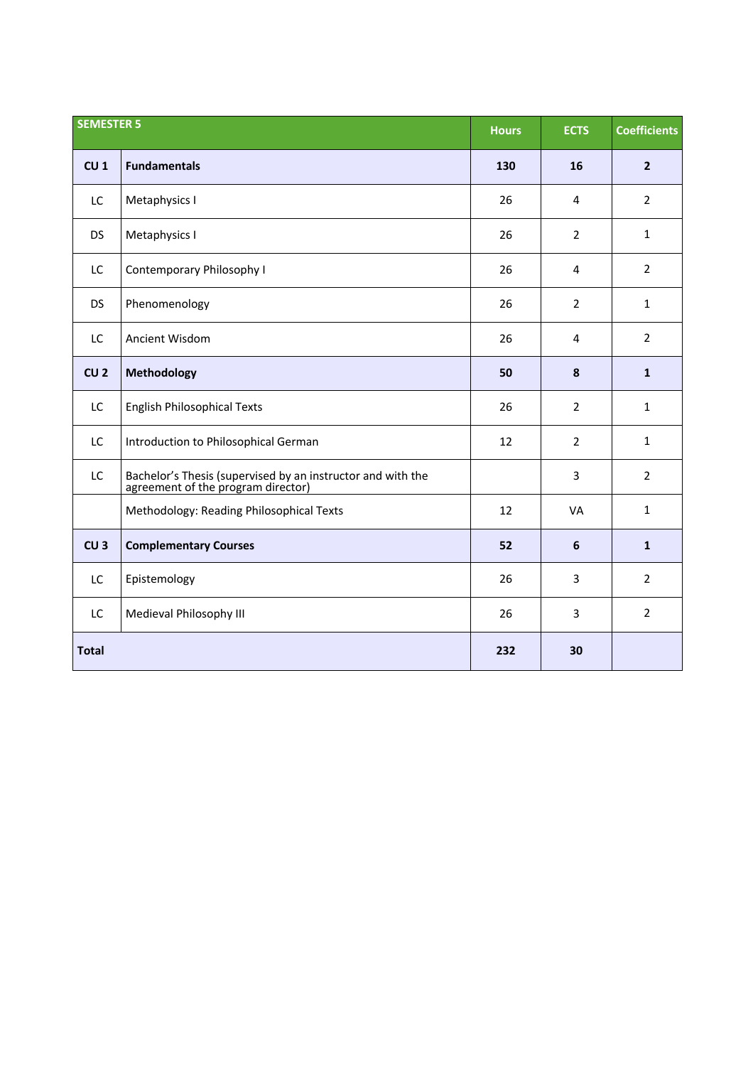| SEMESTER 5 | | Hours | ECTS | Coefficients |
|---|---|---|---|---|
| **CU 1** | **Fundamentals** | **130** | **16** | **2** |
| LC | Metaphysics I | 26 | 4 | 2 |
| DS | Metaphysics I | 26 | 2 | 1 |
| LC | Contemporary Philosophy I | 26 | 4 | 2 |
| DS | Phenomenology | 26 | 2 | 1 |
| LC | Ancient Wisdom | 26 | 4 | 2 |
| **CU 2** | **Methodology** | **50** | **8** | **1** |
| LC | English Philosophical Texts | 26 | 2 | 1 |
| LC | Introduction to Philosophical German | 12 | 2 | 1 |
| LC | Bachelor’s Thesis (supervised by an instructor and with the agreement of the program director) | | 3 | 2 |
| | Methodology: Reading Philosophical Texts | 12 | VA | 1 |
| **CU 3** | **Complementary Courses** | **52** | **6** | **1** |
| LC | Epistemology | 26 | 3 | 2 |
| LC | Medieval Philosophy III | 26 | 3 | 2 |
| **Total** | | **232** | **30** | |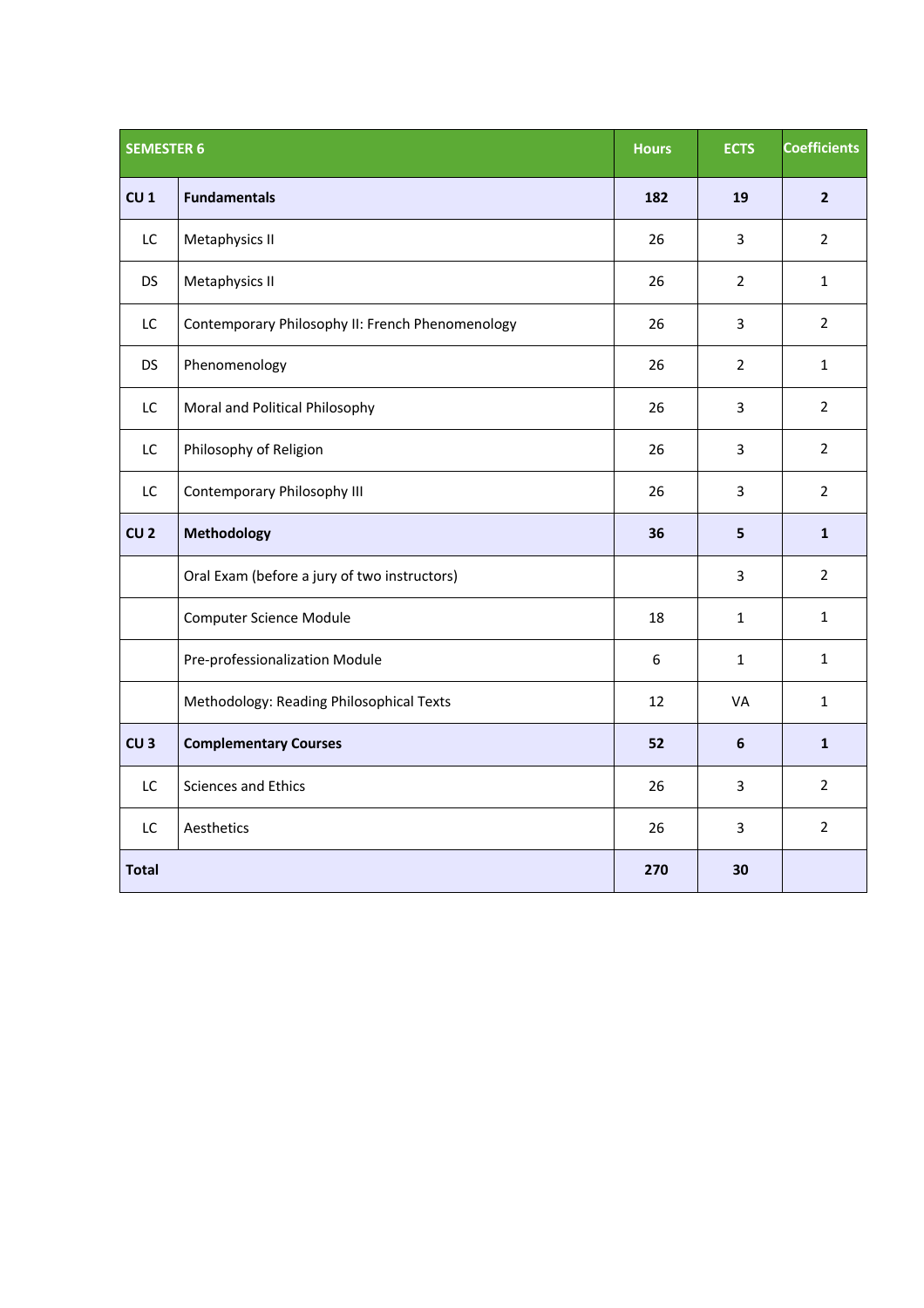| SEMESTER 6 | | Hours | ECTS | Coefficients |
|---|---|---|---|---|
| **CU 1** | **Fundamentals** | **182** | **19** | **2** |
| LC | Metaphysics II | 26 | 3 | 2 |
| DS | Metaphysics II | 26 | 2 | 1 |
| LC | Contemporary Philosophy II: French Phenomenology | 26 | 3 | 2 |
| DS | Phenomenology | 26 | 2 | 1 |
| LC | Moral and Political Philosophy | 26 | 3 | 2 |
| LC | Philosophy of Religion | 26 | 3 | 2 |
| LC | Contemporary Philosophy III | 26 | 3 | 2 |
| **CU 2** | **Methodology** | **36** | **5** | **1** |
| | Oral Exam (before a jury of two instructors) | | 3 | 2 |
| | Computer Science Module | 18 | 1 | 1 |
| | Pre-professionalization Module | 6 | 1 | 1 |
| | Methodology: Reading Philosophical Texts | 12 | VA | 1 |
| **CU 3** | **Complementary Courses** | **52** | **6** | **1** |
| LC | Sciences and Ethics | 26 | 3 | 2 |
| LC | Aesthetics | 26 | 3 | 2 |
| **Total** | | **270** | **30** | |